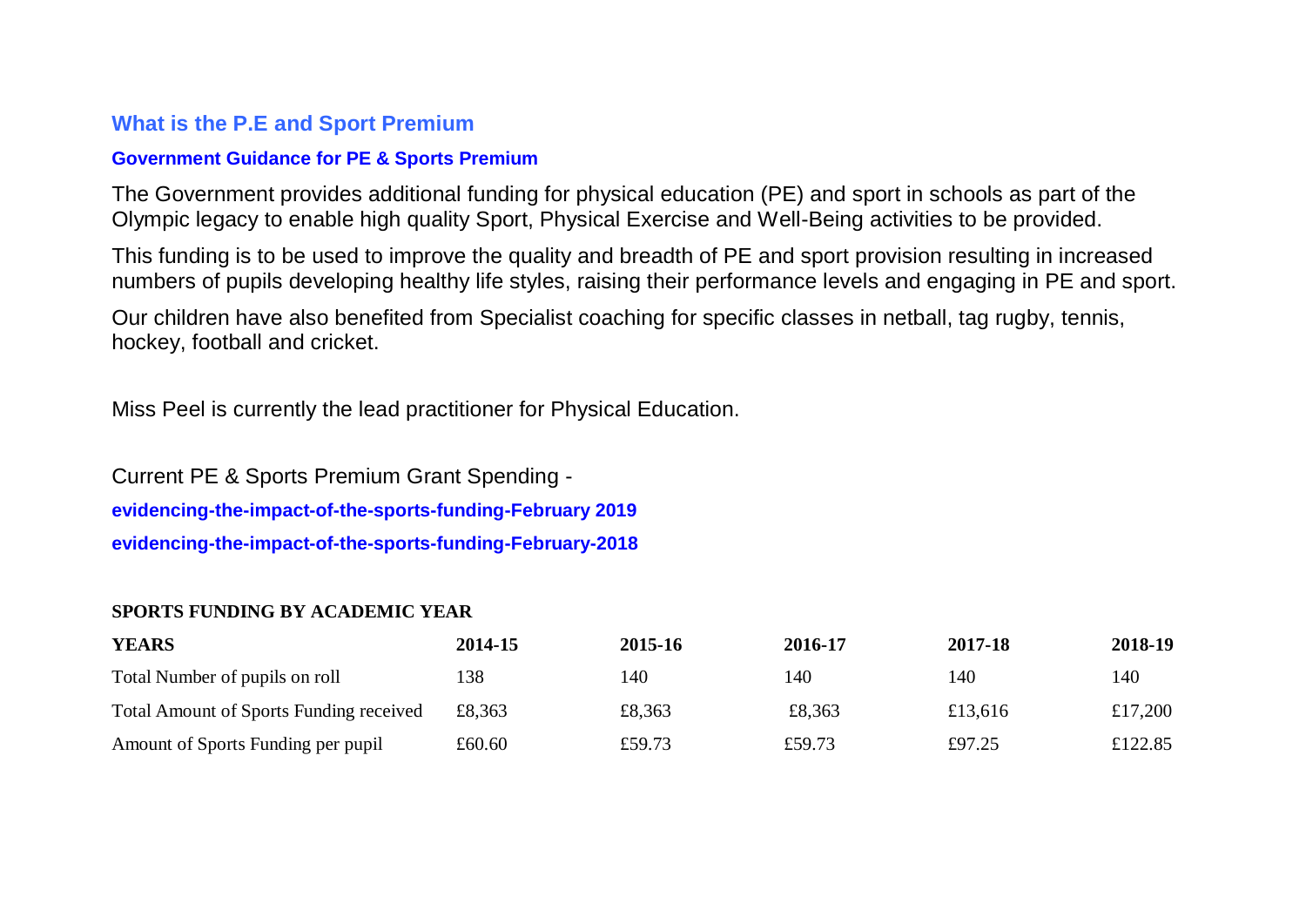## What is the P.E and Sport Premium

### Government Guidance for PE & Sports Premium

The Government provides additional funding for physical education (PE) and sport in schools as part of the Olympic legacy to enable high quality Sport, Physical Exercise and Well-Being activities to be provided.

This funding is to be used to improve the quality and breadth of PE and sport provision resulting in increased numbers of pupils developing healthy life styles, raising their performance levels and engaging in PE and sport.

Our children have also benefited from Specialist coaching for specific classes in netball, tag rugby, tennis, hockey, football and cricket.

Miss Peel is currently the lead practitioner for Physical Education.

Current PE & Sports Premium Grant Spending -

**evidencing-the-impact-of-the-sports-funding-February 2019**

**evidencing-the-impact-of-the-sports-funding-February-2018**

**SPORTS FUNDING BY ACADEMIC YEAR**

| YEARS | 2014-15 | 2015-16 | 2016-17 | 2017-18 | 2018-19 |
|---|---|---|---|---|---|
| Total Number of pupils on roll | 138 | 140 | 140 | 140 | 140 |
| Total Amount of Sports Funding received | £8,363 | £8,363 | £8,363 | £13,616 | £17,200 |
| Amount of Sports Funding per pupil | £60.60 | £59.73 | £59.73 | £97.25 | £122.85 |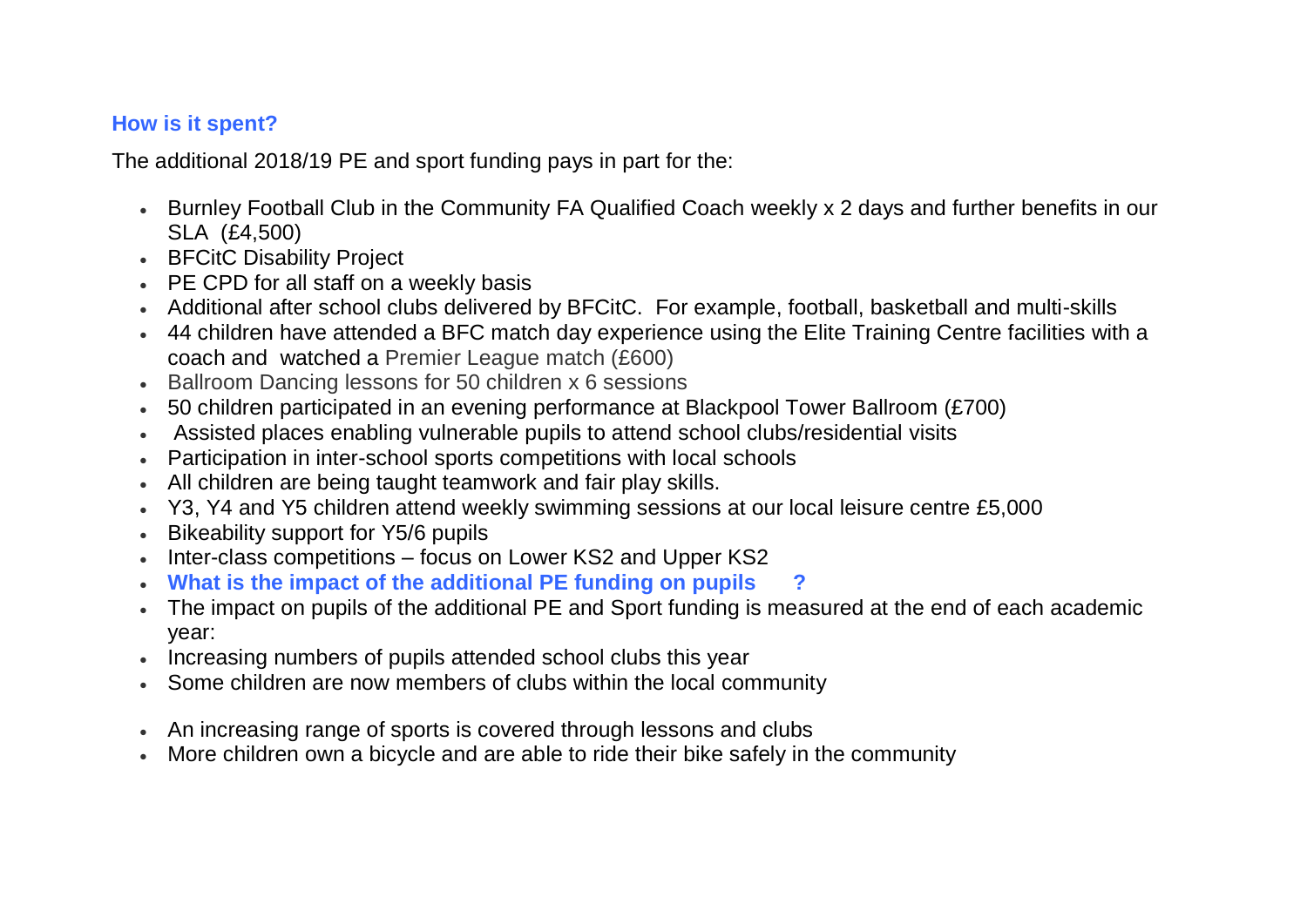### How is it spent?

The additional 2018/19 PE and sport funding pays in part for the:

- Burnley Football Club in the Community FA Qualified Coach weekly x 2 days and further benefits in our SLA (£4,500)
- BFCitC Disability Project
- PE CPD for all staff on a weekly basis
- Additional after school clubs delivered by BFCitC. For example, football, basketball and multi-skills
- 44 children have attended a BFC match day experience using the Elite Training Centre facilities with a coach and watched a Premier League match (£600)
- Ballroom Dancing lessons for 50 children x 6 sessions
- 50 children participated in an evening performance at Blackpool Tower Ballroom (£700)
- Assisted places enabling vulnerable pupils to attend school clubs/residential visits
- Participation in inter-school sports competitions with local schools
- All children are being taught teamwork and fair play skills.
- Y3, Y4 and Y5 children attend weekly swimming sessions at our local leisure centre £5,000
- Bikeability support for Y5/6 pupils
- Inter-class competitions – focus on Lower KS2 and Upper KS2
- **What is the impact of the additional PE funding on pupils ?**
- The impact on pupils of the additional PE and Sport funding is measured at the end of each academic year:
- Increasing numbers of pupils attended school clubs this year
- Some children are now members of clubs within the local community
- An increasing range of sports is covered through lessons and clubs
- More children own a bicycle and are able to ride their bike safely in the community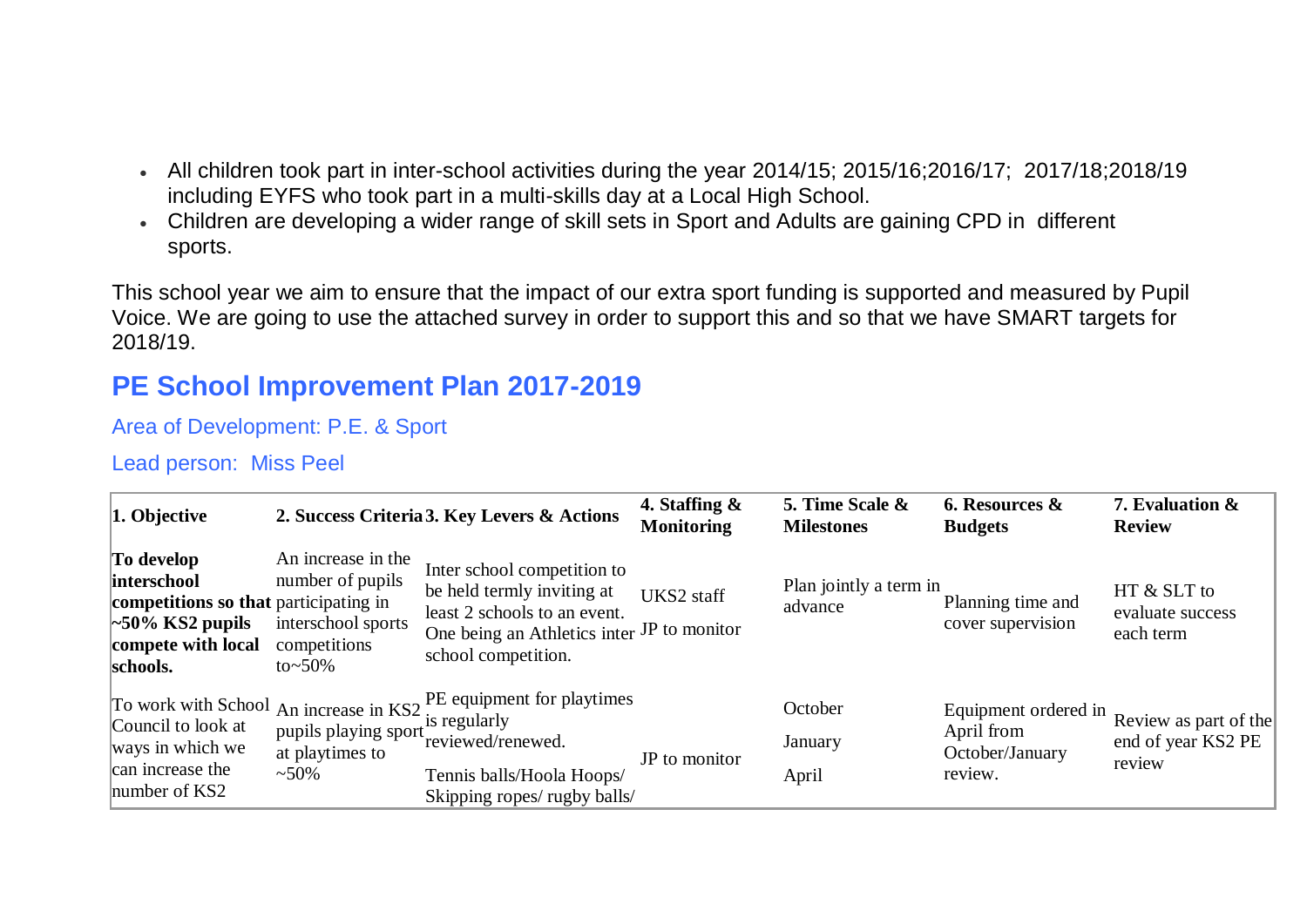- All children took part in inter-school activities during the year 2014/15; 2015/16;2016/17; 2017/18;2018/19 including EYFS who took part in a multi-skills day at a Local High School.
- Children are developing a wider range of skill sets in Sport and Adults are gaining CPD in different sports.

This school year we aim to ensure that the impact of our extra sport funding is supported and measured by Pupil Voice. We are going to use the attached survey in order to support this and so that we have SMART targets for 2018/19.

## PE School Improvement Plan 2017-2019

Area of Development: P.E. & Sport

Lead person: Miss Peel

| 1. Objective | 2. Success Criteria | 3. Key Levers & Actions | 4. Staffing & Monitoring | 5. Time Scale & Milestones | 6. Resources & Budgets | 7. Evaluation & Review |
|---|---|---|---|---|---|---|
| **To develop interschool competitions so that ~50% KS2 pupils compete with local schools.** | An increase in the number of pupils participating in interschool sports competitions to~50% | Inter school competition to be held termly inviting at least 2 schools to an event. One being an Athletics inter school competition. | UKS2 staff<br>JP to monitor | Plan jointly a term in advance | Planning time and cover supervision | HT & SLT to evaluate success each term |
| To work with School Council to look at ways in which we can increase the number of KS2 | An increase in KS2 pupils playing sport at playtimes to ~50% | PE equipment for playtimes is regularly reviewed/renewed.<br>Tennis balls/Hoola Hoops/ Skipping ropes/ rugby balls/ | JP to monitor | October<br>January<br>April | Equipment ordered in April from October/January review. | Review as part of the end of year KS2 PE review |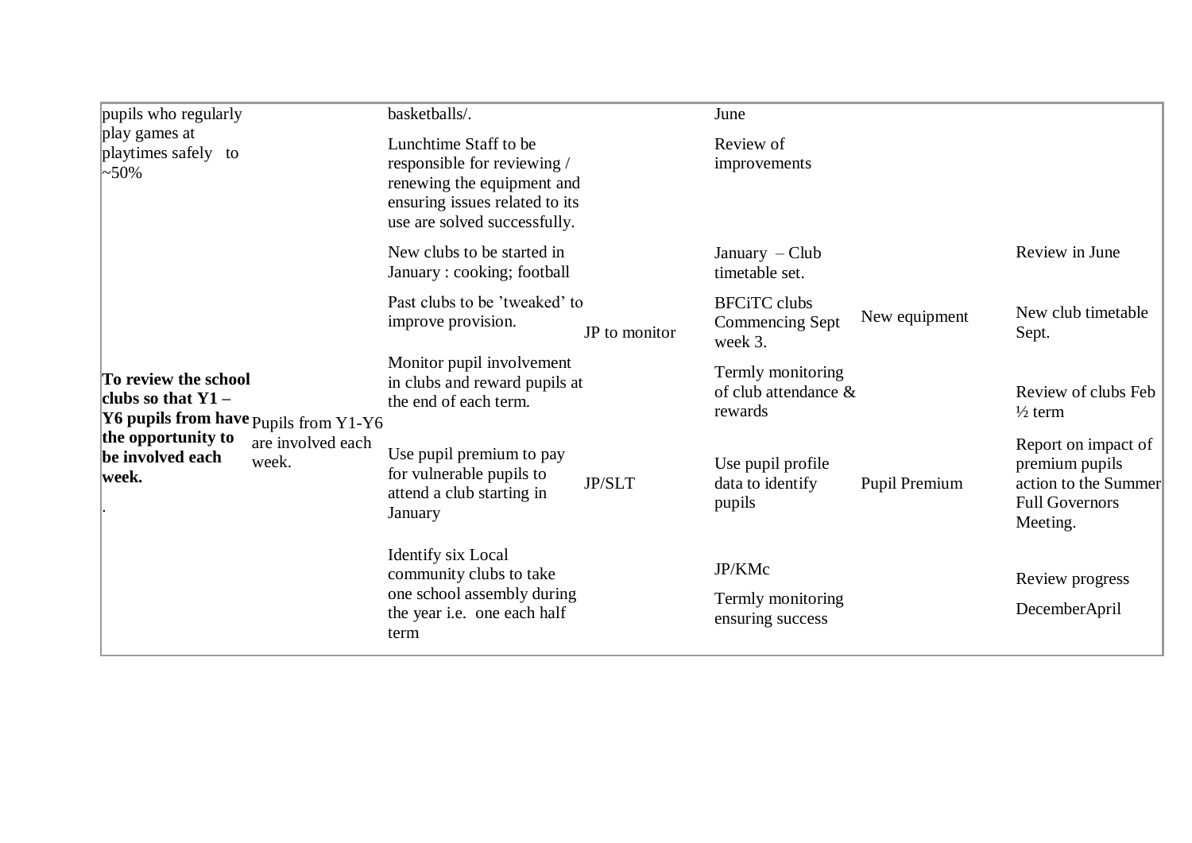| | | | | | | |
|---|---|---|---|---|---|---|
| pupils who regularly play games at playtimes safely to ~50% | | basketballs/. | | June | | |
| | | Lunchtime Staff to be responsible for reviewing / renewing the equipment and ensuring issues related to its use are solved successfully. | | Review of improvements | | |
| **To review the school clubs so that Y1 – Y6 pupils from have the opportunity to be involved each week.** . | Pupils from Y1-Y6 are involved each week. | New clubs to be started in January : cooking; football | | January – Club timetable set. | | Review in June |
| | | Past clubs to be 'tweaked' to improve provision. | JP to monitor | BFCiTC clubs Commencing Sept week 3. | New equipment | New club timetable Sept. |
| | | Monitor pupil involvement in clubs and reward pupils at the end of each term. | | Termly monitoring of club attendance & rewards | | Review of clubs Feb ½ term |
| | | Use pupil premium to pay for vulnerable pupils to attend a club starting in January | JP/SLT | Use pupil profile data to identify pupils | Pupil Premium | Report on impact of premium pupils action to the Summer Full Governors Meeting. |
| | | Identify six Local community clubs to take one school assembly during the year i.e. one each half term | | JP/KMc<br>Termly monitoring ensuring success | | Review progress<br>DecemberApril |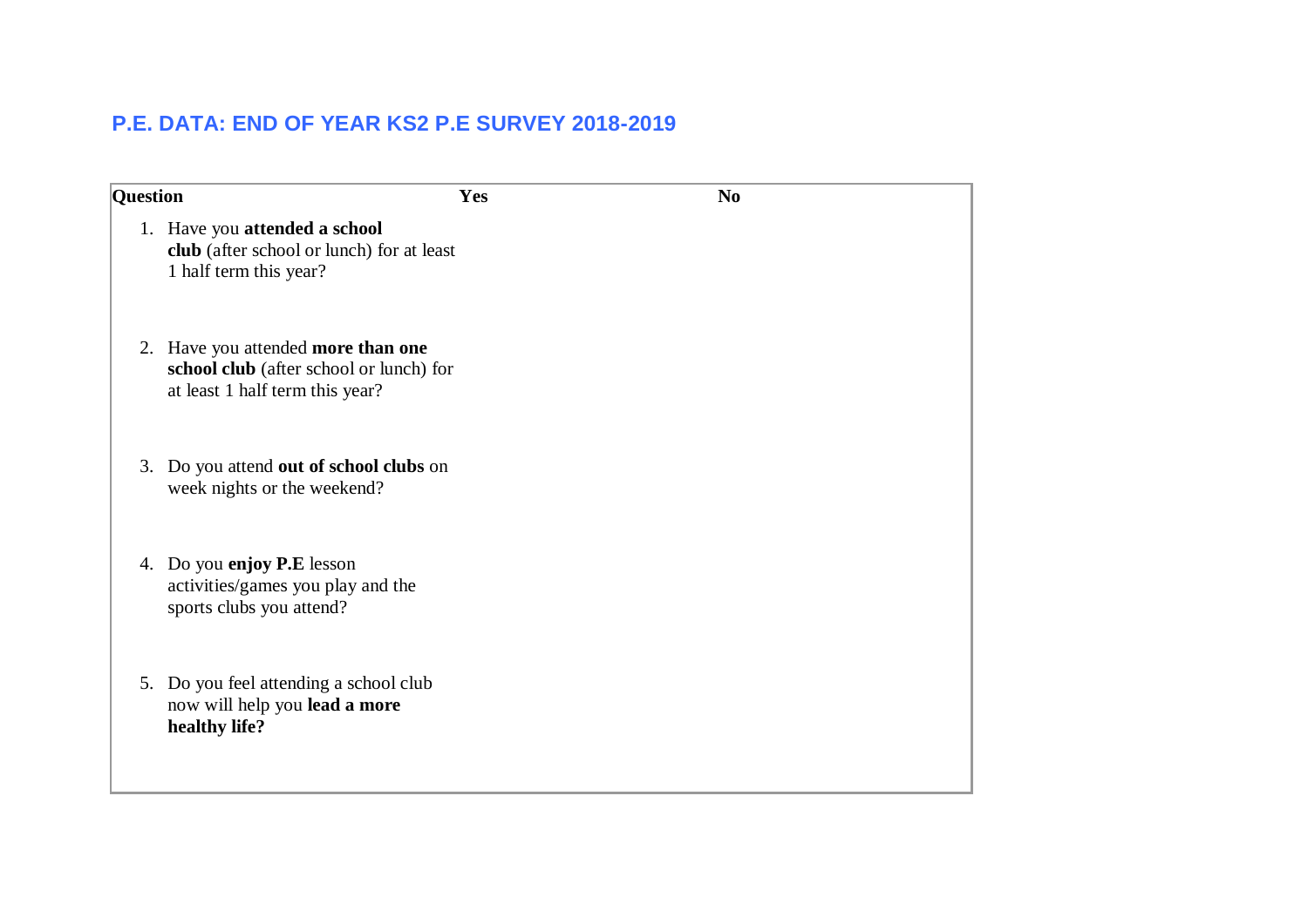## P.E. DATA: END OF YEAR KS2 P.E SURVEY 2018-2019

| Question | Yes | No |
|---|---|---|
| 1. Have you **attended a school club** (after school or lunch) for at least 1 half term this year? | | |
| 2. Have you attended **more than one school club** (after school or lunch) for at least 1 half term this year? | | |
| 3. Do you attend **out of school clubs** on week nights or the weekend? | | |
| 4. Do you **enjoy P.E** lesson activities/games you play and the sports clubs you attend? | | |
| 5. Do you feel attending a school club now will help you **lead a more healthy life?** | | |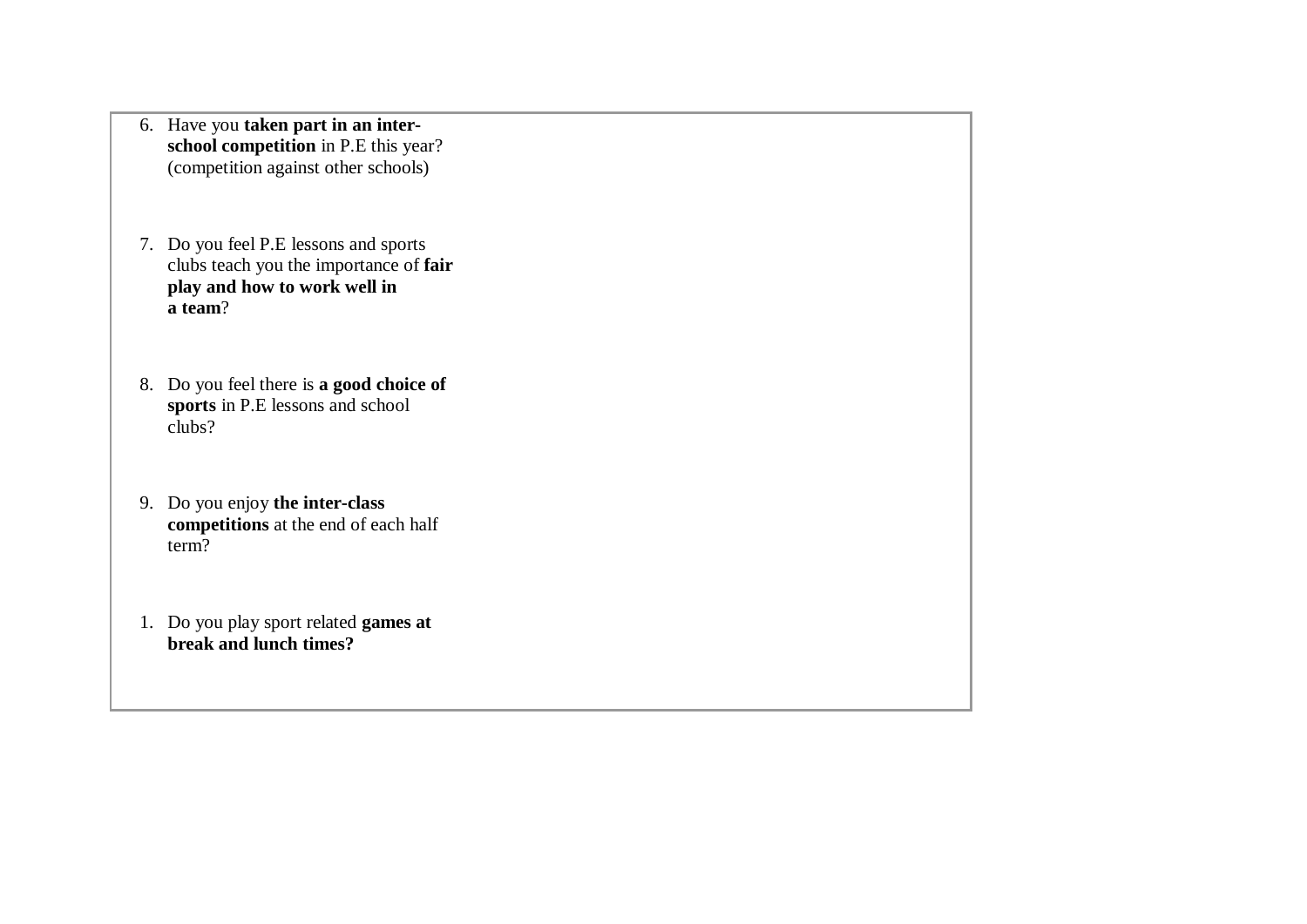| | |
|---|---|
| 6. Have you **taken part in an inter-school competition** in P.E this year? (competition against other schools) | |
| 7. Do you feel P.E lessons and sports clubs teach you the importance of **fair play and how to work well in a team**? | |
| 8. Do you feel there is **a good choice of sports** in P.E lessons and school clubs? | |
| 9. Do you enjoy **the inter-class competitions** at the end of each half term? | |
| 1. Do you play sport related **games at break and lunch times?** | |